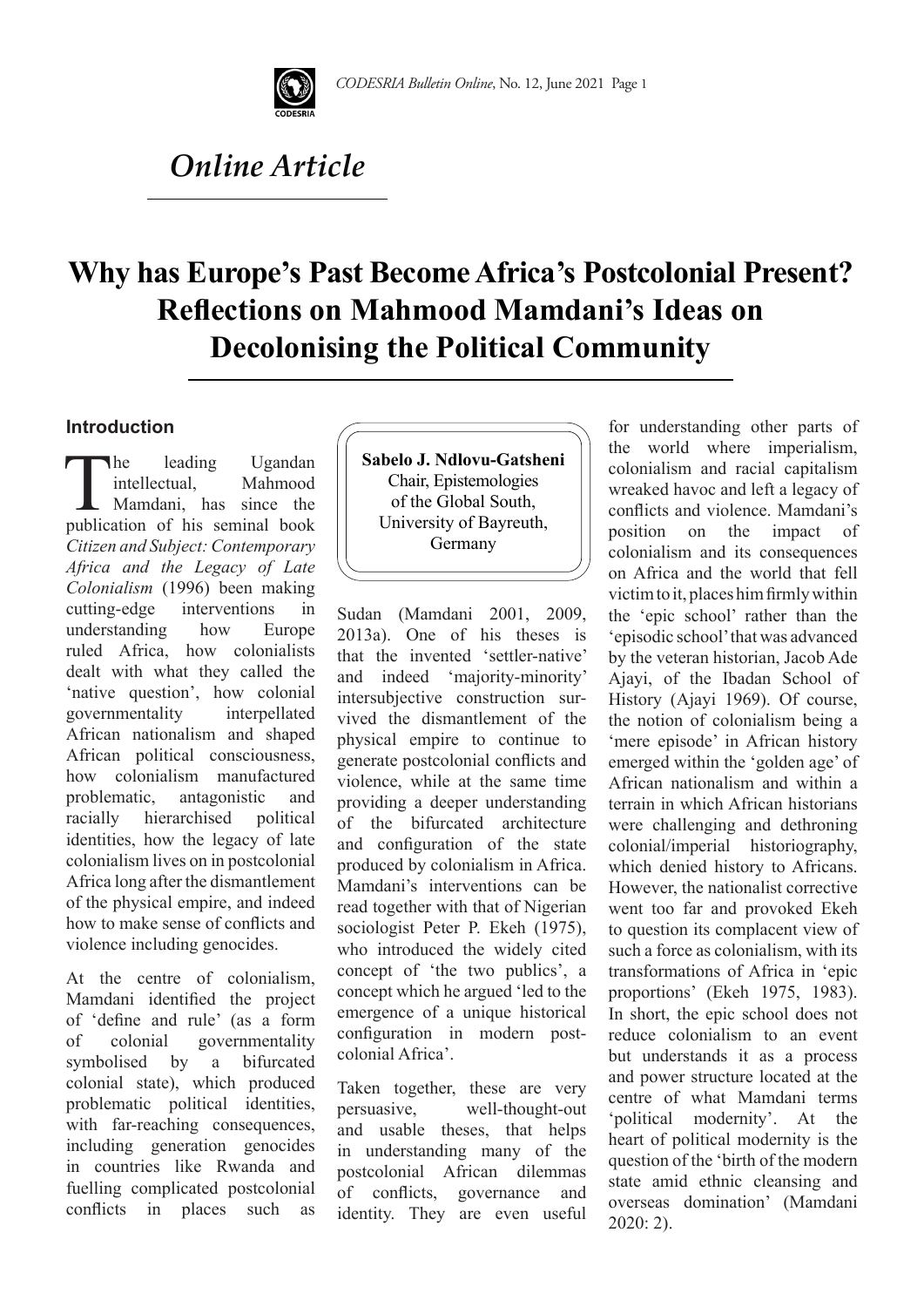# *Online Article*

# Why has Europe's Past Become Africa's Postcolonial Present? Reflections on Mahmood Mamdani's Ideas on Decolonising the Political Community

**Sabelo J. Ndlovu-Gatsheni**
Chair, Epistemologies of the Global South, University of Bayreuth, Germany

## Introduction

The leading Ugandan intellectual, Mahmood Mamdani, has since the publication of his seminal book *Citizen and Subject: Contemporary Africa and the Legacy of Late Colonialism* (1996) been making cutting-edge interventions in understanding how Europe ruled Africa, how colonialists dealt with what they called the 'native question', how colonial governmentality interpellated African nationalism and shaped African political consciousness, how colonialism manufactured problematic, antagonistic and racially hierarchised political identities, how the legacy of late colonialism lives on in postcolonial Africa long after the dismantlement of the physical empire, and indeed how to make sense of conflicts and violence including genocides.

At the centre of colonialism, Mamdani identified the project of 'define and rule' (as a form of colonial governmentality symbolised by a bifurcated colonial state), which produced problematic political identities, with far-reaching consequences, including generation genocides in countries like Rwanda and fuelling complicated postcolonial conflicts in places such as Sudan (Mamdani 2001, 2009, 2013a). One of his theses is that the invented 'settler-native' and indeed 'majority-minority' intersubjective construction survived the dismantlement of the physical empire to continue to generate postcolonial conflicts and violence, while at the same time providing a deeper understanding of the bifurcated architecture and configuration of the state produced by colonialism in Africa. Mamdani's interventions can be read together with that of Nigerian sociologist Peter P. Ekeh (1975), who introduced the widely cited concept of 'the two publics', a concept which he argued 'led to the emergence of a unique historical configuration in modern post-colonial Africa'.

Taken together, these are very persuasive, well-thought-out and usable theses, that helps in understanding many of the postcolonial African dilemmas of conflicts, governance and identity. They are even useful for understanding other parts of the world where imperialism, colonialism and racial capitalism wreaked havoc and left a legacy of conflicts and violence. Mamdani's position on the impact of colonialism and its consequences on Africa and the world that fell victim to it, places him firmly within the 'epic school' rather than the 'episodic school' that was advanced by the veteran historian, Jacob Ade Ajayi, of the Ibadan School of History (Ajayi 1969). Of course, the notion of colonialism being a 'mere episode' in African history emerged within the 'golden age' of African nationalism and within a terrain in which African historians were challenging and dethroning colonial/imperial historiography, which denied history to Africans. However, the nationalist corrective went too far and provoked Ekeh to question its complacent view of such a force as colonialism, with its transformations of Africa in 'epic proportions' (Ekeh 1975, 1983). In short, the epic school does not reduce colonialism to an event but understands it as a process and power structure located at the centre of what Mamdani terms 'political modernity'. At the heart of political modernity is the question of the 'birth of the modern state amid ethnic cleansing and overseas domination' (Mamdani 2020: 2).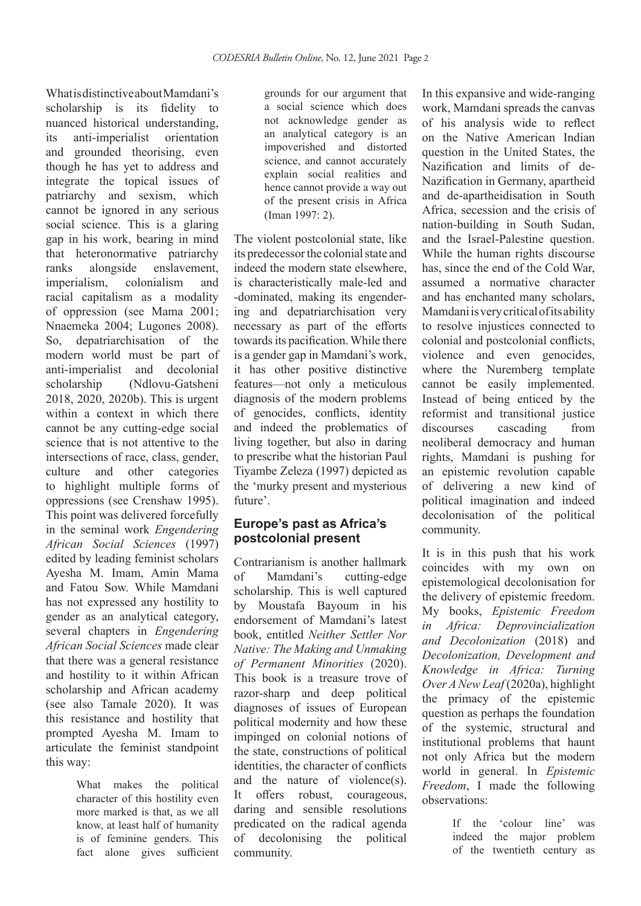What is distinctive about Mamdani's scholarship is its fidelity to nuanced historical understanding, its anti-imperialist orientation and grounded theorising, even though he has yet to address and integrate the topical issues of patriarchy and sexism, which cannot be ignored in any serious social science. This is a glaring gap in his work, bearing in mind that heteronormative patriarchy ranks alongside enslavement, imperialism, colonialism and racial capitalism as a modality of oppression (see Mama 2001; Nnaemeka 2004; Lugones 2008). So, depatriarchisation of the modern world must be part of anti-imperialist and decolonial scholarship (Ndlovu-Gatsheni 2018, 2020, 2020b). This is urgent within a context in which there cannot be any cutting-edge social science that is not attentive to the intersections of race, class, gender, culture and other categories to highlight multiple forms of oppressions (see Crenshaw 1995). This point was delivered forcefully in the seminal work *Engendering African Social Sciences* (1997) edited by leading feminist scholars Ayesha M. Imam, Amin Mama and Fatou Sow. While Mamdani has not expressed any hostility to gender as an analytical category, several chapters in *Engendering African Social Sciences* made clear that there was a general resistance and hostility to it within African scholarship and African academy (see also Tamale 2020). It was this resistance and hostility that prompted Ayesha M. Imam to articulate the feminist standpoint this way:

> What makes the political character of this hostility even more marked is that, as we all know, at least half of humanity is of feminine genders. This fact alone gives sufficient grounds for our argument that a social science which does not acknowledge gender as an analytical category is an impoverished and distorted science, and cannot accurately explain social realities and hence cannot provide a way out of the present crisis in Africa (Iman 1997: 2).

The violent postcolonial state, like its predecessor the colonial state and indeed the modern state elsewhere, is characteristically male-led and -dominated, making its engendering and depatriarchisation very necessary as part of the efforts towards its pacification. While there is a gender gap in Mamdani's work, it has other positive distinctive features—not only a meticulous diagnosis of the modern problems of genocides, conflicts, identity and indeed the problematics of living together, but also in daring to prescribe what the historian Paul Tiyambe Zeleza (1997) depicted as the 'murky present and mysterious future'.

## Europe's past as Africa's postcolonial present

Contrarianism is another hallmark of Mamdani's cutting-edge scholarship. This is well captured by Moustafa Bayoum in his endorsement of Mamdani's latest book, entitled *Neither Settler Nor Native: The Making and Unmaking of Permanent Minorities* (2020). This book is a treasure trove of razor-sharp and deep political diagnoses of issues of European political modernity and how these impinged on colonial notions of the state, constructions of political identities, the character of conflicts and the nature of violence(s). It offers robust, courageous, daring and sensible resolutions predicated on the radical agenda of decolonising the political community.

In this expansive and wide-ranging work, Mamdani spreads the canvas of his analysis wide to reflect on the Native American Indian question in the United States, the Nazification and limits of de-Nazification in Germany, apartheid and de-apartheidisation in South Africa, secession and the crisis of nation-building in South Sudan, and the Israel-Palestine question. While the human rights discourse has, since the end of the Cold War, assumed a normative character and has enchanted many scholars, Mamdani is very critical of its ability to resolve injustices connected to colonial and postcolonial conflicts, violence and even genocides, where the Nuremberg template cannot be easily implemented. Instead of being enticed by the reformist and transitional justice discourses cascading from neoliberal democracy and human rights, Mamdani is pushing for an epistemic revolution capable of delivering a new kind of political imagination and indeed decolonisation of the political community.

It is in this push that his work coincides with my own on epistemological decolonisation for the delivery of epistemic freedom. My books, *Epistemic Freedom in Africa: Deprovincialization and Decolonization* (2018) and *Decolonization, Development and Knowledge in Africa: Turning Over A New Leaf* (2020a), highlight the primacy of the epistemic question as perhaps the foundation of the systemic, structural and institutional problems that haunt not only Africa but the modern world in general. In *Epistemic Freedom*, I made the following observations:

> If the 'colour line' was indeed the major problem of the twentieth century as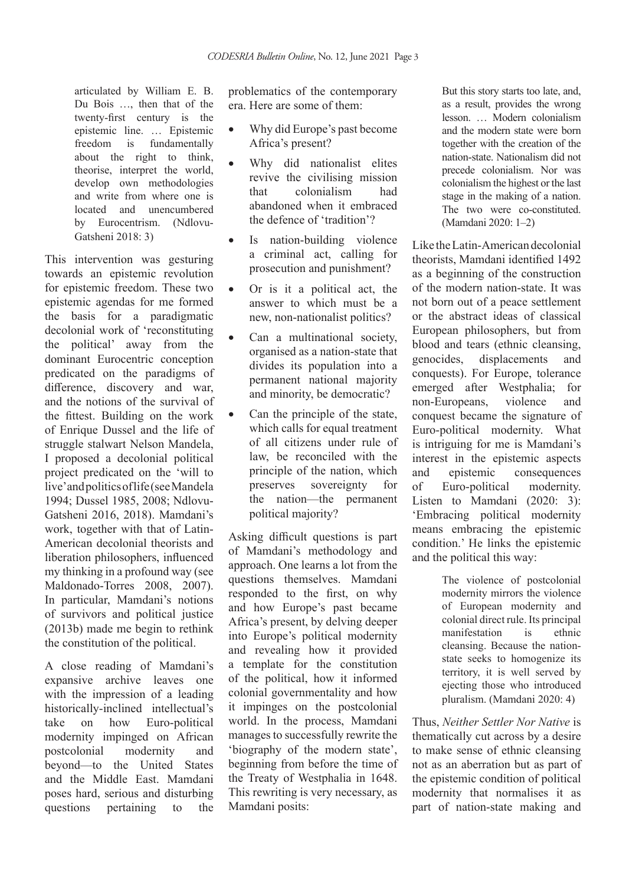> articulated by William E. B. Du Bois …, then that of the twenty-first century is the epistemic line. … Epistemic freedom is fundamentally about the right to think, theorise, interpret the world, develop own methodologies and write from where one is located and unencumbered by Eurocentrism. (Ndlovu-Gatsheni 2018: 3)

This intervention was gesturing towards an epistemic revolution for epistemic freedom. These two epistemic agendas for me formed the basis for a paradigmatic decolonial work of 'reconstituting the political' away from the dominant Eurocentric conception predicated on the paradigms of difference, discovery and war, and the notions of the survival of the fittest. Building on the work of Enrique Dussel and the life of struggle stalwart Nelson Mandela, I proposed a decolonial political project predicated on the 'will to live' and politics of life (see Mandela 1994; Dussel 1985, 2008; Ndlovu-Gatsheni 2016, 2018). Mamdani's work, together with that of Latin-American decolonial theorists and liberation philosophers, influenced my thinking in a profound way (see Maldonado-Torres 2008, 2007). In particular, Mamdani's notions of survivors and political justice (2013b) made me begin to rethink the constitution of the political.

A close reading of Mamdani's expansive archive leaves one with the impression of a leading historically-inclined intellectual's take on how Euro-political modernity impinged on African postcolonial modernity and beyond—to the United States and the Middle East. Mamdani poses hard, serious and disturbing questions pertaining to the problematics of the contemporary era. Here are some of them:

- Why did Europe's past become Africa's present?
- Why did nationalist elites revive the civilising mission that colonialism had abandoned when it embraced the defence of 'tradition'?
- Is nation-building violence a criminal act, calling for prosecution and punishment?
- Or is it a political act, the answer to which must be a new, non-nationalist politics?
- Can a multinational society, organised as a nation-state that divides its population into a permanent national majority and minority, be democratic?
- Can the principle of the state, which calls for equal treatment of all citizens under rule of law, be reconciled with the principle of the nation, which preserves sovereignty for the nation—the permanent political majority?

Asking difficult questions is part of Mamdani's methodology and approach. One learns a lot from the questions themselves. Mamdani responded to the first, on why and how Europe's past became Africa's present, by delving deeper into Europe's political modernity and revealing how it provided a template for the constitution of the political, how it informed colonial governmentality and how it impinges on the postcolonial world. In the process, Mamdani manages to successfully rewrite the 'biography of the modern state', beginning from before the time of the Treaty of Westphalia in 1648. This rewriting is very necessary, as Mamdani posits:

> But this story starts too late, and, as a result, provides the wrong lesson. … Modern colonialism and the modern state were born together with the creation of the nation-state. Nationalism did not precede colonialism. Nor was colonialism the highest or the last stage in the making of a nation. The two were co-constituted. (Mamdani 2020: 1–2)

Like the Latin-American decolonial theorists, Mamdani identified 1492 as a beginning of the construction of the modern nation-state. It was not born out of a peace settlement or the abstract ideas of classical European philosophers, but from blood and tears (ethnic cleansing, genocides, displacements and conquests). For Europe, tolerance emerged after Westphalia; for non-Europeans, violence and conquest became the signature of Euro-political modernity. What is intriguing for me is Mamdani's interest in the epistemic aspects and epistemic consequences of Euro-political modernity. Listen to Mamdani (2020: 3): 'Embracing political modernity means embracing the epistemic condition.' He links the epistemic and the political this way:

> The violence of postcolonial modernity mirrors the violence of European modernity and colonial direct rule. Its principal manifestation is ethnic cleansing. Because the nation-state seeks to homogenize its territory, it is well served by ejecting those who introduced pluralism. (Mamdani 2020: 4)

Thus, *Neither Settler Nor Native* is thematically cut across by a desire to make sense of ethnic cleansing not as an aberration but as part of the epistemic condition of political modernity that normalises it as part of nation-state making and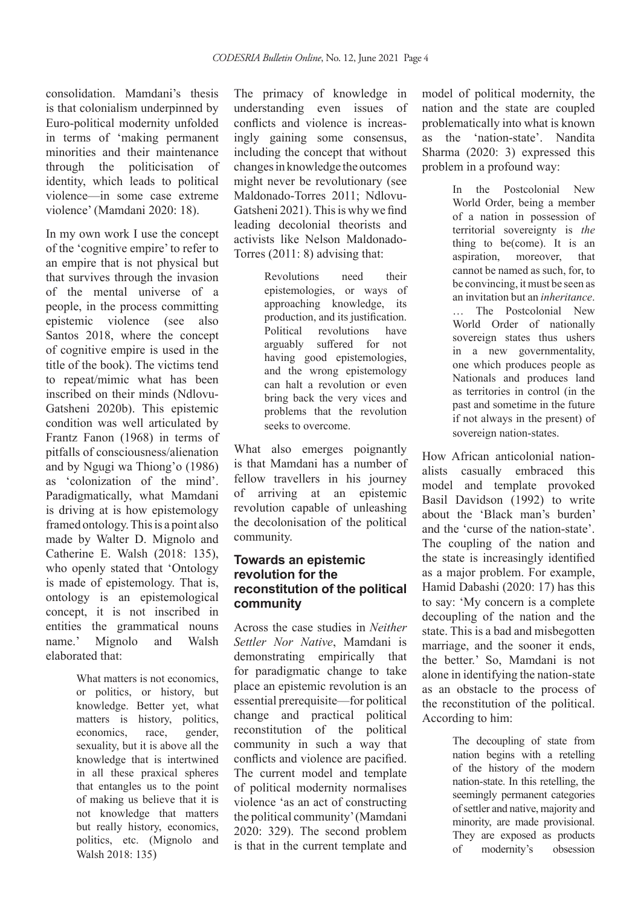consolidation. Mamdani's thesis is that colonialism underpinned by Euro-political modernity unfolded in terms of 'making permanent minorities and their maintenance through the politicisation of identity, which leads to political violence—in some case extreme violence' (Mamdani 2020: 18).

In my own work I use the concept of the 'cognitive empire' to refer to an empire that is not physical but that survives through the invasion of the mental universe of a people, in the process committing epistemic violence (see also Santos 2018, where the concept of cognitive empire is used in the title of the book). The victims tend to repeat/mimic what has been inscribed on their minds (Ndlovu-Gatsheni 2020b). This epistemic condition was well articulated by Frantz Fanon (1968) in terms of pitfalls of consciousness/alienation and by Ngugi wa Thiong'o (1986) as 'colonization of the mind'. Paradigmatically, what Mamdani is driving at is how epistemology framed ontology. This is a point also made by Walter D. Mignolo and Catherine E. Walsh (2018: 135), who openly stated that 'Ontology is made of epistemology. That is, ontology is an epistemological concept, it is not inscribed in entities the grammatical nouns name.' Mignolo and Walsh elaborated that:

> What matters is not economics, or politics, or history, but knowledge. Better yet, what matters is history, politics, economics, race, gender, sexuality, but it is above all the knowledge that is intertwined in all these praxical spheres that entangles us to the point of making us believe that it is not knowledge that matters but really history, economics, politics, etc. (Mignolo and Walsh 2018: 135)

The primacy of knowledge in understanding even issues of conflicts and violence is increasingly gaining some consensus, including the concept that without changes in knowledge the outcomes might never be revolutionary (see Maldonado-Torres 2011; Ndlovu-Gatsheni 2021). This is why we find leading decolonial theorists and activists like Nelson Maldonado-Torres (2011: 8) advising that:

> Revolutions need their epistemologies, or ways of approaching knowledge, its production, and its justification. Political revolutions have arguably suffered for not having good epistemologies, and the wrong epistemology can halt a revolution or even bring back the very vices and problems that the revolution seeks to overcome.

What also emerges poignantly is that Mamdani has a number of fellow travellers in his journey of arriving at an epistemic revolution capable of unleashing the decolonisation of the political community.

## Towards an epistemic revolution for the reconstitution of the political community

Across the case studies in *Neither Settler Nor Native*, Mamdani is demonstrating empirically that for paradigmatic change to take place an epistemic revolution is an essential prerequisite—for political change and practical political reconstitution of the political community in such a way that conflicts and violence are pacified. The current model and template of political modernity normalises violence 'as an act of constructing the political community' (Mamdani 2020: 329). The second problem is that in the current template and model of political modernity, the nation and the state are coupled problematically into what is known as the 'nation-state'. Nandita Sharma (2020: 3) expressed this problem in a profound way:

> In the Postcolonial New World Order, being a member of a nation in possession of territorial sovereignty is *the* thing to be(come). It is an aspiration, moreover, that cannot be named as such, for, to be convincing, it must be seen as an invitation but an *inheritance*. … The Postcolonial New World Order of nationally sovereign states thus ushers in a new governmentality, one which produces people as Nationals and produces land as territories in control (in the past and sometime in the future if not always in the present) of sovereign nation-states.

How African anticolonial nationalists casually embraced this model and template provoked Basil Davidson (1992) to write about the 'Black man's burden' and the 'curse of the nation-state'. The coupling of the nation and the state is increasingly identified as a major problem. For example, Hamid Dabashi (2020: 17) has this to say: 'My concern is a complete decoupling of the nation and the state. This is a bad and misbegotten marriage, and the sooner it ends, the better.' So, Mamdani is not alone in identifying the nation-state as an obstacle to the process of the reconstitution of the political. According to him:

> The decoupling of state from nation begins with a retelling of the history of the modern nation-state. In this retelling, the seemingly permanent categories of settler and native, majority and minority, are made provisional. They are exposed as products of modernity's obsession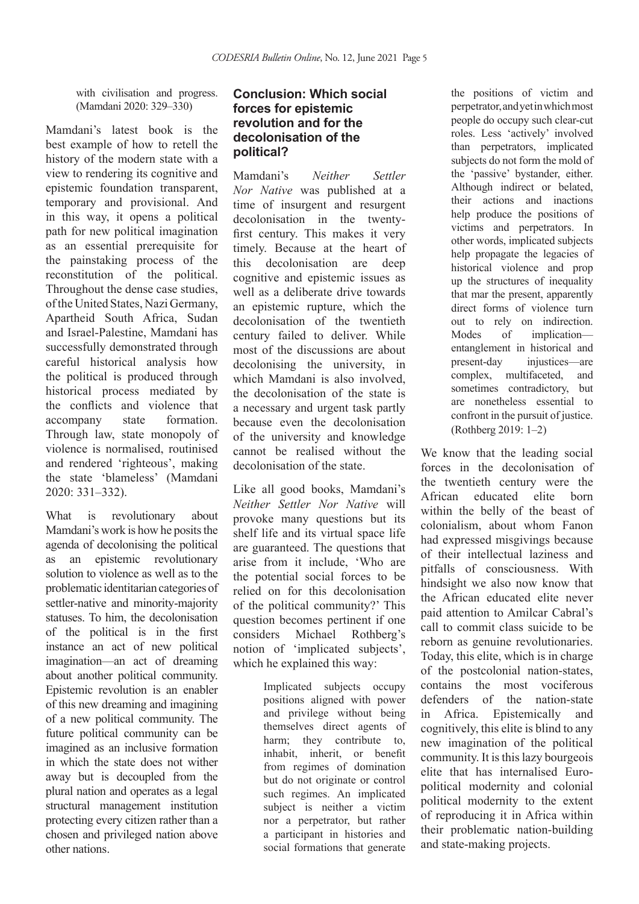with civilisation and progress. (Mamdani 2020: 329–330)

Mamdani's latest book is the best example of how to retell the history of the modern state with a view to rendering its cognitive and epistemic foundation transparent, temporary and provisional. And in this way, it opens a political path for new political imagination as an essential prerequisite for the painstaking process of the reconstitution of the political. Throughout the dense case studies, of the United States, Nazi Germany, Apartheid South Africa, Sudan and Israel-Palestine, Mamdani has successfully demonstrated through careful historical analysis how the political is produced through historical process mediated by the conflicts and violence that accompany state formation. Through law, state monopoly of violence is normalised, routinised and rendered 'righteous', making the state 'blameless' (Mamdani 2020: 331–332).

What is revolutionary about Mamdani's work is how he posits the agenda of decolonising the political as an epistemic revolutionary solution to violence as well as to the problematic identitarian categories of settler-native and minority-majority statuses. To him, the decolonisation of the political is in the first instance an act of new political imagination—an act of dreaming about another political community. Epistemic revolution is an enabler of this new dreaming and imagining of a new political community. The future political community can be imagined as an inclusive formation in which the state does not wither away but is decoupled from the plural nation and operates as a legal structural management institution protecting every citizen rather than a chosen and privileged nation above other nations.

## Conclusion: Which social forces for epistemic revolution and for the decolonisation of the political?

Mamdani's *Neither Settler Nor Native* was published at a time of insurgent and resurgent decolonisation in the twenty-first century. This makes it very timely. Because at the heart of this decolonisation are deep cognitive and epistemic issues as well as a deliberate drive towards an epistemic rupture, which the decolonisation of the twentieth century failed to deliver. While most of the discussions are about decolonising the university, in which Mamdani is also involved, the decolonisation of the state is a necessary and urgent task partly because even the decolonisation of the university and knowledge cannot be realised without the decolonisation of the state.

Like all good books, Mamdani's *Neither Settler Nor Native* will provoke many questions but its shelf life and its virtual space life are guaranteed. The questions that arise from it include, 'Who are the potential social forces to be relied on for this decolonisation of the political community?' This question becomes pertinent if one considers Michael Rothberg's notion of 'implicated subjects', which he explained this way:

> Implicated subjects occupy positions aligned with power and privilege without being themselves direct agents of harm; they contribute to, inhabit, inherit, or benefit from regimes of domination but do not originate or control such regimes. An implicated subject is neither a victim nor a perpetrator, but rather a participant in histories and social formations that generate the positions of victim and perpetrator, and yet in which most people do occupy such clear-cut roles. Less 'actively' involved than perpetrators, implicated subjects do not form the mold of the 'passive' bystander, either. Although indirect or belated, their actions and inactions help produce the positions of victims and perpetrators. In other words, implicated subjects help propagate the legacies of historical violence and prop up the structures of inequality that mar the present, apparently direct forms of violence turn out to rely on indirection. Modes of implication—entanglement in historical and present-day injustices—are complex, multifaceted, and sometimes contradictory, but are nonetheless essential to confront in the pursuit of justice. (Rothberg 2019: 1–2)

We know that the leading social forces in the decolonisation of the twentieth century were the African educated elite born within the belly of the beast of colonialism, about whom Fanon had expressed misgivings because of their intellectual laziness and pitfalls of consciousness. With hindsight we also now know that the African educated elite never paid attention to Amilcar Cabral's call to commit class suicide to be reborn as genuine revolutionaries. Today, this elite, which is in charge of the postcolonial nation-states, contains the most vociferous defenders of the nation-state in Africa. Epistemically and cognitively, this elite is blind to any new imagination of the political community. It is this lazy bourgeois elite that has internalised Euro-political modernity and colonial political modernity to the extent of reproducing it in Africa within their problematic nation-building and state-making projects.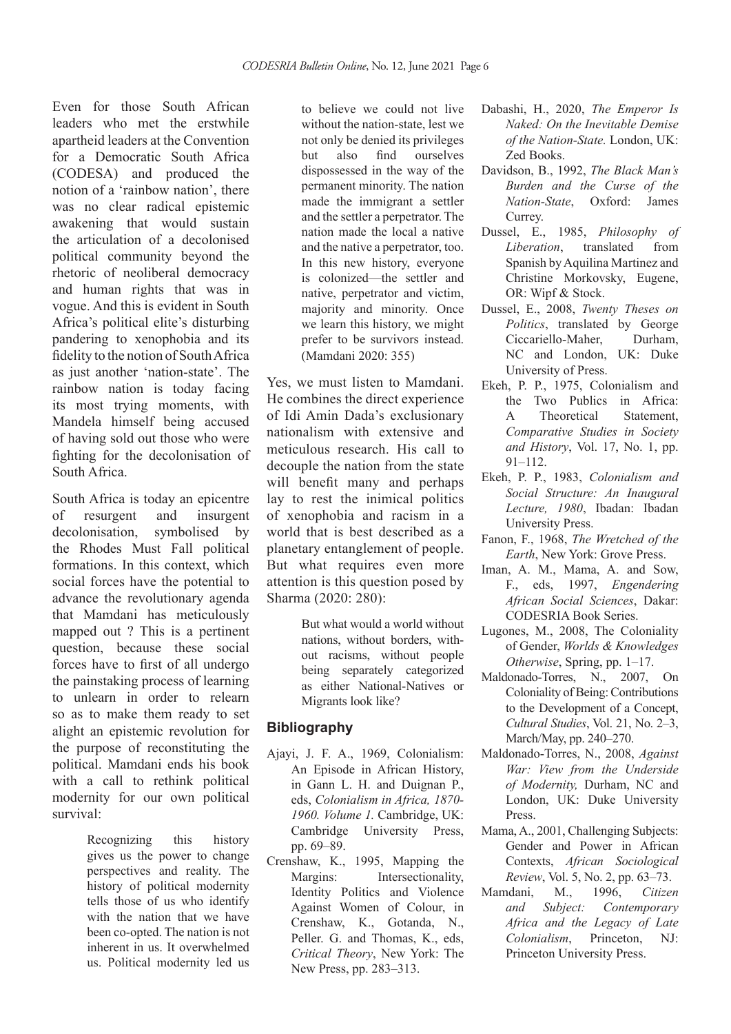Even for those South African leaders who met the erstwhile apartheid leaders at the Convention for a Democratic South Africa (CODESA) and produced the notion of a 'rainbow nation', there was no clear radical epistemic awakening that would sustain the articulation of a decolonised political community beyond the rhetoric of neoliberal democracy and human rights that was in vogue. And this is evident in South Africa's political elite's disturbing pandering to xenophobia and its fidelity to the notion of South Africa as just another 'nation-state'. The rainbow nation is today facing its most trying moments, with Mandela himself being accused of having sold out those who were fighting for the decolonisation of South Africa.

South Africa is today an epicentre of resurgent and insurgent decolonisation, symbolised by the Rhodes Must Fall political formations. In this context, which social forces have the potential to advance the revolutionary agenda that Mamdani has meticulously mapped out ? This is a pertinent question, because these social forces have to first of all undergo the painstaking process of learning to unlearn in order to relearn so as to make them ready to set alight an epistemic revolution for the purpose of reconstituting the political. Mamdani ends his book with a call to rethink political modernity for our own political survival:

> Recognizing this history gives us the power to change perspectives and reality. The history of political modernity tells those of us who identify with the nation that we have been co-opted. The nation is not inherent in us. It overwhelmed us. Political modernity led us to believe we could not live without the nation-state, lest we not only be denied its privileges but also find ourselves dispossessed in the way of the permanent minority. The nation made the immigrant a settler and the settler a perpetrator. The nation made the local a native and the native a perpetrator, too. In this new history, everyone is colonized—the settler and native, perpetrator and victim, majority and minority. Once we learn this history, we might prefer to be survivors instead. (Mamdani 2020: 355)

Yes, we must listen to Mamdani. He combines the direct experience of Idi Amin Dada's exclusionary nationalism with extensive and meticulous research. His call to decouple the nation from the state will benefit many and perhaps lay to rest the inimical politics of xenophobia and racism in a world that is best described as a planetary entanglement of people. But what requires even more attention is this question posed by Sharma (2020: 280):

> But what would a world without nations, without borders, without racisms, without people being separately categorized as either National-Natives or Migrants look like?

## Bibliography

Ajayi, J. F. A., 1969, Colonialism: An Episode in African History, in Gann L. H. and Duignan P., eds, *Colonialism in Africa, 1870-1960. Volume 1.* Cambridge, UK: Cambridge University Press, pp. 69–89.

Crenshaw, K., 1995, Mapping the Margins: Intersectionality, Identity Politics and Violence Against Women of Colour, in Crenshaw, K., Gotanda, N., Peller. G. and Thomas, K., eds, *Critical Theory*, New York: The New Press, pp. 283–313.

Dabashi, H., 2020, *The Emperor Is Naked: On the Inevitable Demise of the Nation-State.* London, UK: Zed Books.

Davidson, B., 1992, *The Black Man's Burden and the Curse of the Nation-State*, Oxford: James Currey.

Dussel, E., 1985, *Philosophy of Liberation*, translated from Spanish by Aquilina Martinez and Christine Morkovsky, Eugene, OR: Wipf & Stock.

Dussel, E., 2008, *Twenty Theses on Politics*, translated by George Ciccariello-Maher, Durham, NC and London, UK: Duke University of Press.

Ekeh, P. P., 1975, Colonialism and the Two Publics in Africa: A Theoretical Statement, *Comparative Studies in Society and History*, Vol. 17, No. 1, pp. 91–112.

Ekeh, P. P., 1983, *Colonialism and Social Structure: An Inaugural Lecture, 1980*, Ibadan: Ibadan University Press.

Fanon, F., 1968, *The Wretched of the Earth*, New York: Grove Press.

Iman, A. M., Mama, A. and Sow, F., eds, 1997, *Engendering African Social Sciences*, Dakar: CODESRIA Book Series.

Lugones, M., 2008, The Coloniality of Gender, *Worlds & Knowledges Otherwise*, Spring, pp. 1–17.

Maldonado-Torres, N., 2007, On Coloniality of Being: Contributions to the Development of a Concept, *Cultural Studies*, Vol. 21, No. 2–3, March/May, pp. 240–270.

Maldonado-Torres, N., 2008, *Against War: View from the Underside of Modernity,* Durham, NC and London, UK: Duke University Press.

Mama, A., 2001, Challenging Subjects: Gender and Power in African Contexts, *African Sociological Review*, Vol. 5, No. 2, pp. 63–73.

Mamdani, M., 1996, *Citizen and Subject: Contemporary Africa and the Legacy of Late Colonialism*, Princeton, NJ: Princeton University Press.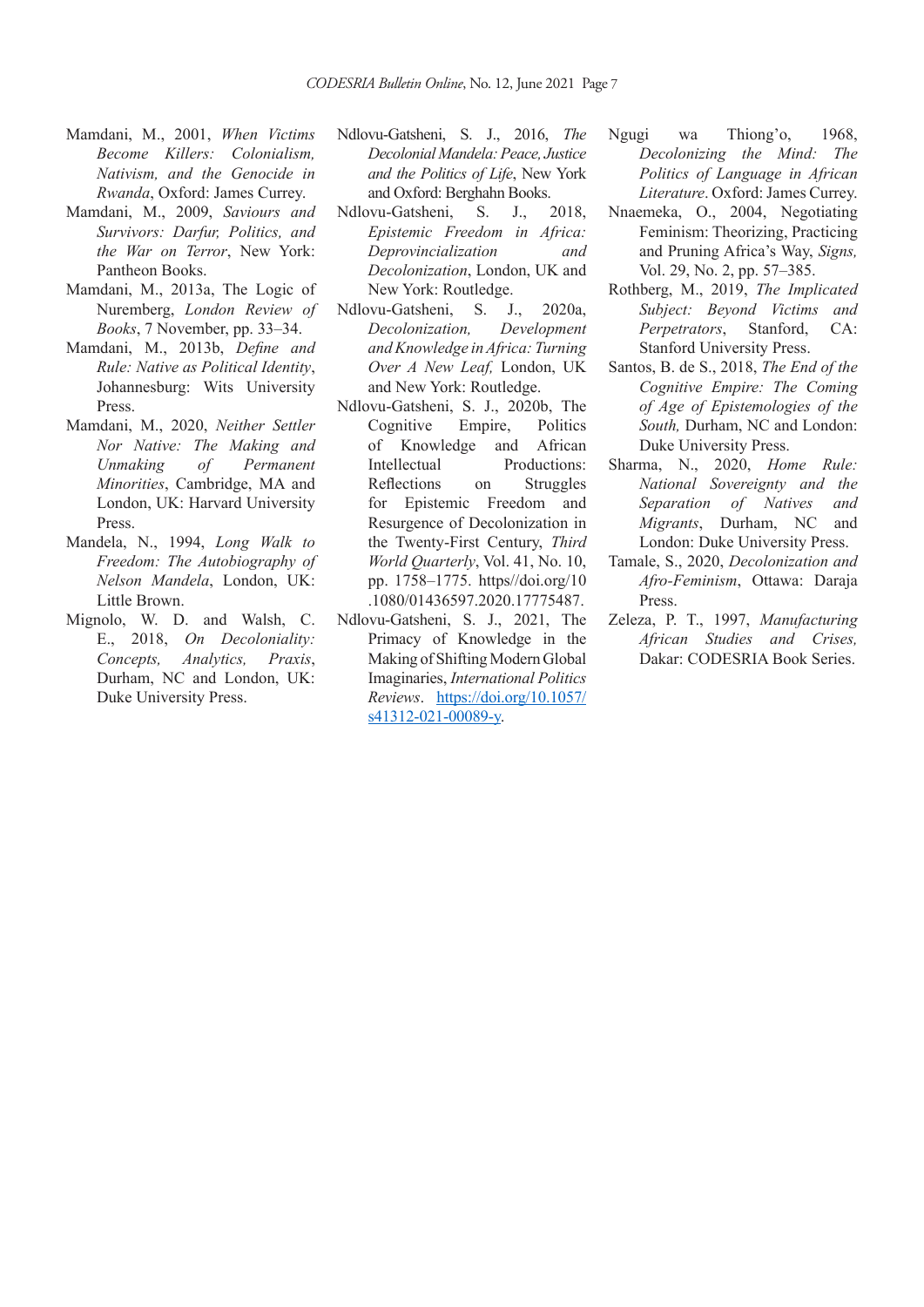Mamdani, M., 2001, *When Victims Become Killers: Colonialism, Nativism, and the Genocide in Rwanda*, Oxford: James Currey.

Mamdani, M., 2009, *Saviours and Survivors: Darfur, Politics, and the War on Terror*, New York: Pantheon Books.

Mamdani, M., 2013a, The Logic of Nuremberg, *London Review of Books*, 7 November, pp. 33–34.

Mamdani, M., 2013b, *Define and Rule: Native as Political Identity*, Johannesburg: Wits University Press.

Mamdani, M., 2020, *Neither Settler Nor Native: The Making and Unmaking of Permanent Minorities*, Cambridge, MA and London, UK: Harvard University Press.

Mandela, N., 1994, *Long Walk to Freedom: The Autobiography of Nelson Mandela*, London, UK: Little Brown.

Mignolo, W. D. and Walsh, C. E., 2018, *On Decoloniality: Concepts, Analytics, Praxis*, Durham, NC and London, UK: Duke University Press.

Ndlovu-Gatsheni, S. J., 2016, *The Decolonial Mandela: Peace, Justice and the Politics of Life*, New York and Oxford: Berghahn Books.

Ndlovu-Gatsheni, S. J., 2018, *Epistemic Freedom in Africa: Deprovincialization and Decolonization*, London, UK and New York: Routledge.

Ndlovu-Gatsheni, S. J., 2020a, *Decolonization, Development and Knowledge in Africa: Turning Over A New Leaf,* London, UK and New York: Routledge.

Ndlovu-Gatsheni, S. J., 2020b, The Cognitive Empire, Politics of Knowledge and African Intellectual Productions: Reflections on Struggles for Epistemic Freedom and Resurgence of Decolonization in the Twenty-First Century, *Third World Quarterly*, Vol. 41, No. 10, pp. 1758–1775. https//doi.org/10.1080/01436597.2020.17775487.

Ndlovu-Gatsheni, S. J., 2021, The Primacy of Knowledge in the Making of Shifting Modern Global Imaginaries, *International Politics Reviews*. https://doi.org/10.1057/s41312-021-00089-y.

Ngugi wa Thiong'o, 1968, *Decolonizing the Mind: The Politics of Language in African Literature*. Oxford: James Currey.

Nnaemeka, O., 2004, Negotiating Feminism: Theorizing, Practicing and Pruning Africa's Way, *Signs,* Vol. 29, No. 2, pp. 57–385.

Rothberg, M., 2019, *The Implicated Subject: Beyond Victims and Perpetrators*, Stanford, CA: Stanford University Press.

Santos, B. de S., 2018, *The End of the Cognitive Empire: The Coming of Age of Epistemologies of the South,* Durham, NC and London: Duke University Press.

Sharma, N., 2020, *Home Rule: National Sovereignty and the Separation of Natives and Migrants*, Durham, NC and London: Duke University Press.

Tamale, S., 2020, *Decolonization and Afro-Feminism*, Ottawa: Daraja Press.

Zeleza, P. T., 1997, *Manufacturing African Studies and Crises,* Dakar: CODESRIA Book Series.